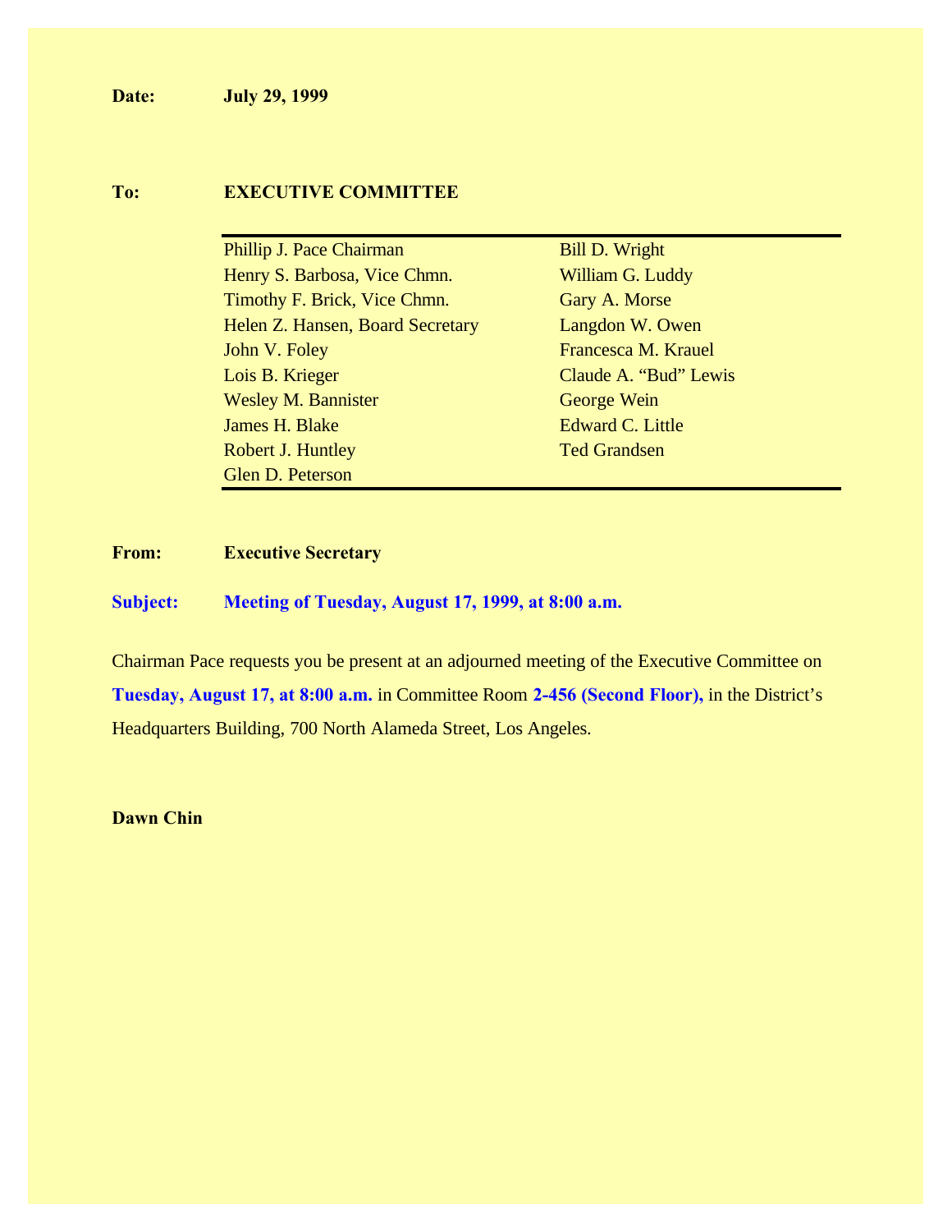**Date:** **July 29, 1999**

**To:** **EXECUTIVE COMMITTEE**

| | |
|---|---|
| Phillip J. Pace Chairman | Bill D. Wright |
| Henry S. Barbosa, Vice Chmn. | William G. Luddy |
| Timothy F. Brick, Vice Chmn. | Gary A. Morse |
| Helen Z. Hansen, Board Secretary | Langdon W. Owen |
| John V. Foley | Francesca M. Krauel |
| Lois B. Krieger | Claude A. "Bud" Lewis |
| Wesley M. Bannister | George Wein |
| James H. Blake | Edward C. Little |
| Robert J. Huntley | Ted Grandsen |
| Glen D. Peterson | |

**From:** **Executive Secretary**

**Subject:** **Meeting of Tuesday, August 17, 1999, at 8:00 a.m.**

Chairman Pace requests you be present at an adjourned meeting of the Executive Committee on **Tuesday, August 17, at 8:00 a.m.** in Committee Room **2-456 (Second Floor),** in the District's Headquarters Building, 700 North Alameda Street, Los Angeles.

**Dawn Chin**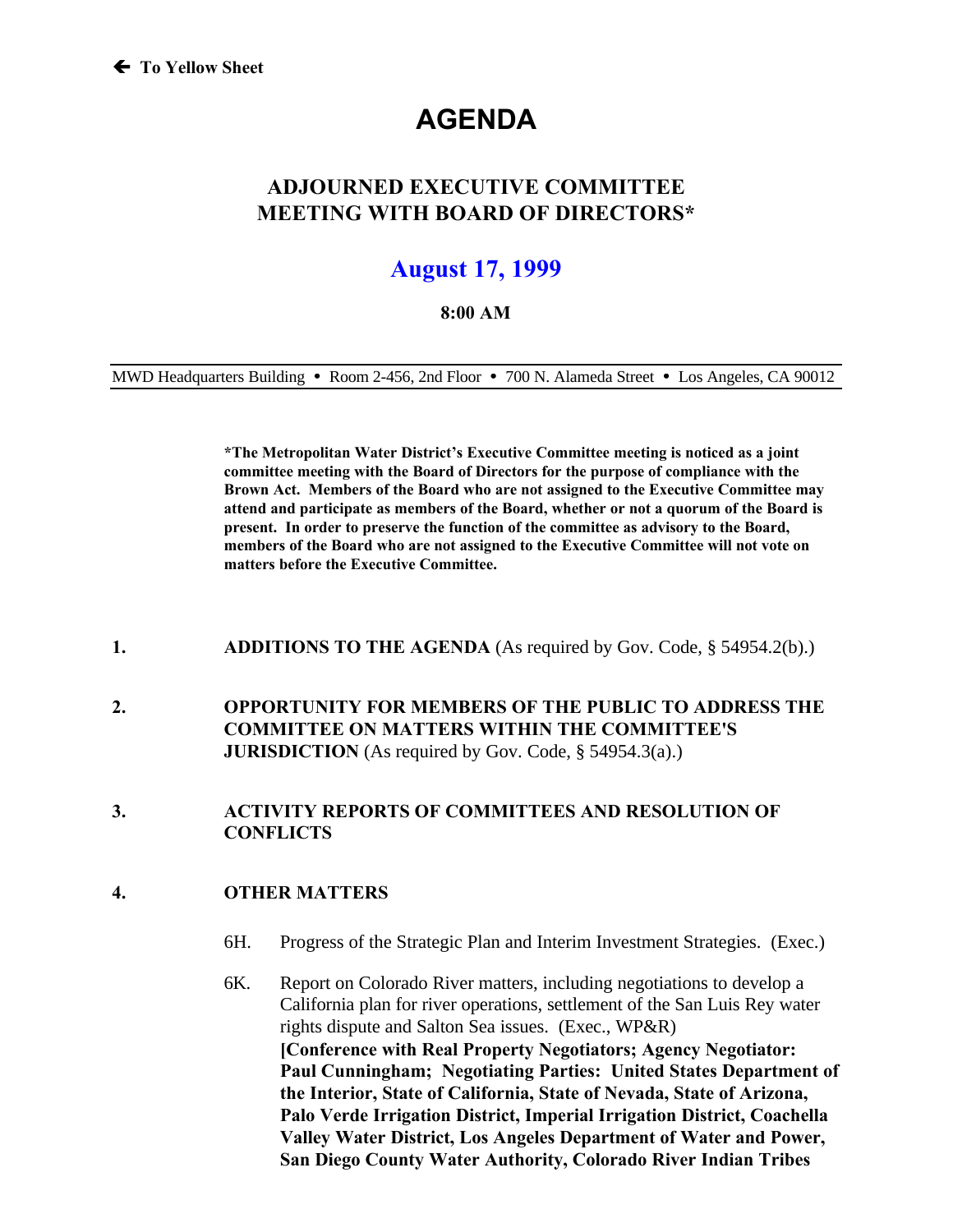🡐 To Yellow Sheet

# AGENDA

## ADJOURNED EXECUTIVE COMMITTEE MEETING WITH BOARD OF DIRECTORS*

## August 17, 1999

**8:00 AM**

MWD Headquarters Building • Room 2-456, 2nd Floor • 700 N. Alameda Street • Los Angeles, CA 90012

**\*The Metropolitan Water District's Executive Committee meeting is noticed as a joint committee meeting with the Board of Directors for the purpose of compliance with the Brown Act. Members of the Board who are not assigned to the Executive Committee may attend and participate as members of the Board, whether or not a quorum of the Board is present. In order to preserve the function of the committee as advisory to the Board, members of the Board who are not assigned to the Executive Committee will not vote on matters before the Executive Committee.**

**1. ADDITIONS TO THE AGENDA** (As required by Gov. Code, § 54954.2(b).)

**2. OPPORTUNITY FOR MEMBERS OF THE PUBLIC TO ADDRESS THE COMMITTEE ON MATTERS WITHIN THE COMMITTEE'S JURISDICTION** (As required by Gov. Code, § 54954.3(a).)

**3. ACTIVITY REPORTS OF COMMITTEES AND RESOLUTION OF CONFLICTS**

**4. OTHER MATTERS**

6H. Progress of the Strategic Plan and Interim Investment Strategies. (Exec.)

6K. Report on Colorado River matters, including negotiations to develop a California plan for river operations, settlement of the San Luis Rey water rights dispute and Salton Sea issues. (Exec., WP&R)
**[Conference with Real Property Negotiators; Agency Negotiator: Paul Cunningham; Negotiating Parties: United States Department of the Interior, State of California, State of Nevada, State of Arizona, Palo Verde Irrigation District, Imperial Irrigation District, Coachella Valley Water District, Los Angeles Department of Water and Power, San Diego County Water Authority, Colorado River Indian Tribes**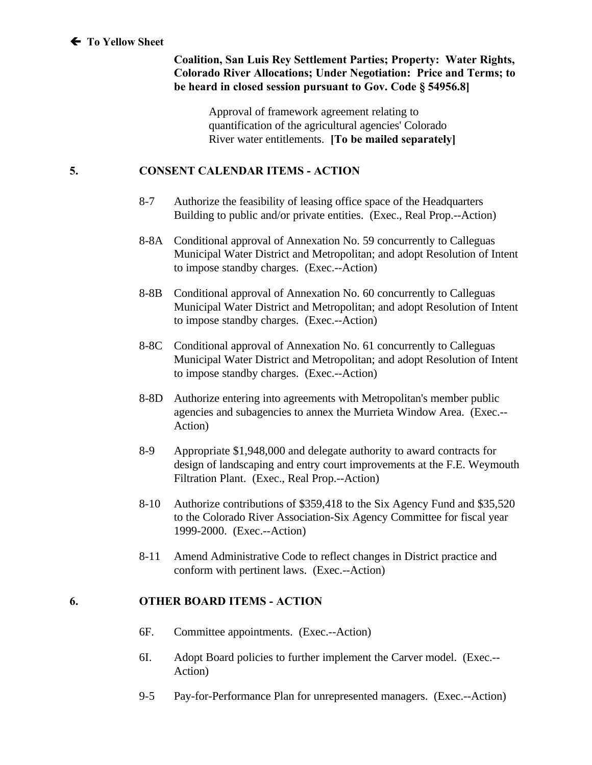🡐 **To Yellow Sheet**

**Coalition, San Luis Rey Settlement Parties; Property: Water Rights, Colorado River Allocations; Under Negotiation: Price and Terms; to be heard in closed session pursuant to Gov. Code § 54956.8]**

Approval of framework agreement relating to quantification of the agricultural agencies' Colorado River water entitlements. **[To be mailed separately]**

**5. CONSENT CALENDAR ITEMS - ACTION**

8-7 Authorize the feasibility of leasing office space of the Headquarters Building to public and/or private entities. (Exec., Real Prop.--Action)

8-8A Conditional approval of Annexation No. 59 concurrently to Calleguas Municipal Water District and Metropolitan; and adopt Resolution of Intent to impose standby charges. (Exec.--Action)

8-8B Conditional approval of Annexation No. 60 concurrently to Calleguas Municipal Water District and Metropolitan; and adopt Resolution of Intent to impose standby charges. (Exec.--Action)

8-8C Conditional approval of Annexation No. 61 concurrently to Calleguas Municipal Water District and Metropolitan; and adopt Resolution of Intent to impose standby charges. (Exec.--Action)

8-8D Authorize entering into agreements with Metropolitan's member public agencies and subagencies to annex the Murrieta Window Area. (Exec.--Action)

8-9 Appropriate $1,948,000 and delegate authority to award contracts for design of landscaping and entry court improvements at the F.E. Weymouth Filtration Plant. (Exec., Real Prop.--Action)

8-10 Authorize contributions of $359,418 to the Six Agency Fund and $35,520 to the Colorado River Association-Six Agency Committee for fiscal year 1999-2000. (Exec.--Action)

8-11 Amend Administrative Code to reflect changes in District practice and conform with pertinent laws. (Exec.--Action)

**6. OTHER BOARD ITEMS - ACTION**

6F. Committee appointments. (Exec.--Action)

6I. Adopt Board policies to further implement the Carver model. (Exec.--Action)

9-5 Pay-for-Performance Plan for unrepresented managers. (Exec.--Action)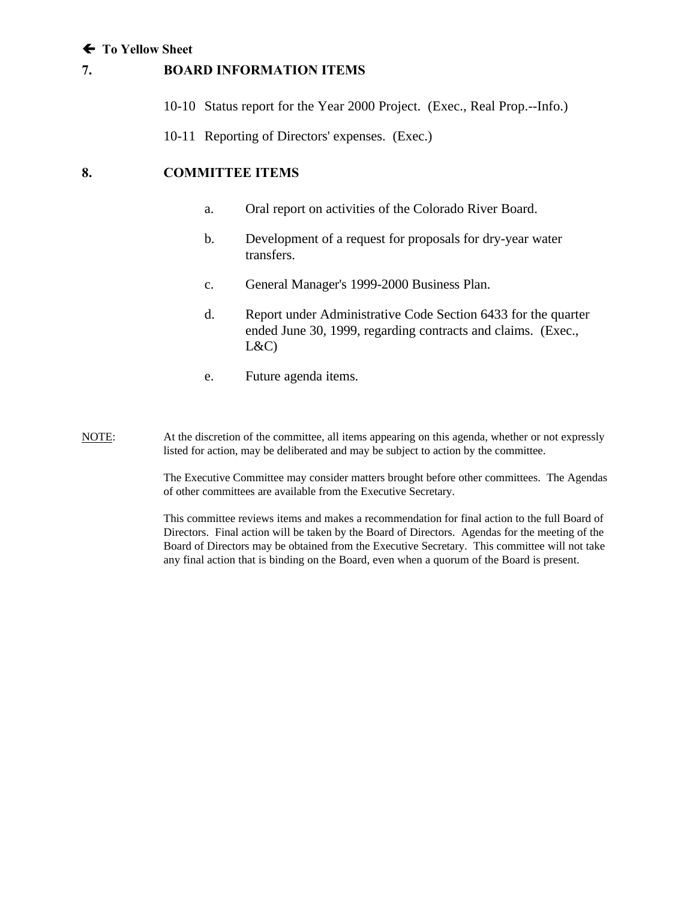← **To Yellow Sheet**

## 7. BOARD INFORMATION ITEMS

10-10 Status report for the Year 2000 Project. (Exec., Real Prop.--Info.)

10-11 Reporting of Directors' expenses. (Exec.)

## 8. COMMITTEE ITEMS

a. Oral report on activities of the Colorado River Board.

b. Development of a request for proposals for dry-year water transfers.

c. General Manager's 1999-2000 Business Plan.

d. Report under Administrative Code Section 6433 for the quarter ended June 30, 1999, regarding contracts and claims. (Exec., L&C)

e. Future agenda items.

NOTE: At the discretion of the committee, all items appearing on this agenda, whether or not expressly listed for action, may be deliberated and may be subject to action by the committee.

The Executive Committee may consider matters brought before other committees. The Agendas of other committees are available from the Executive Secretary.

This committee reviews items and makes a recommendation for final action to the full Board of Directors. Final action will be taken by the Board of Directors. Agendas for the meeting of the Board of Directors may be obtained from the Executive Secretary. This committee will not take any final action that is binding on the Board, even when a quorum of the Board is present.